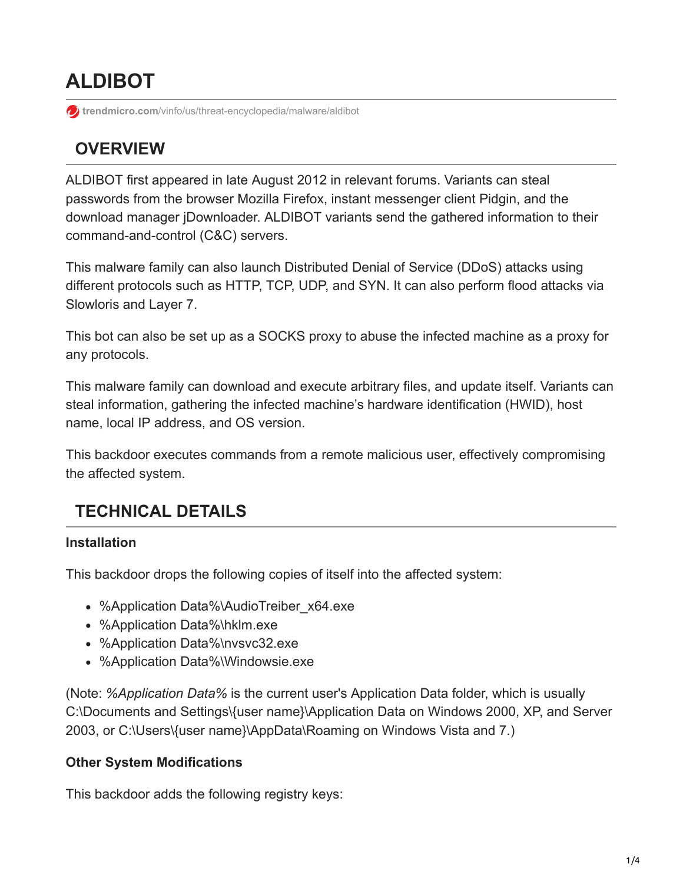# ALDIBOT

trendmicro.com/vinfo/us/threat-encyclopedia/malware/aldibot

## OVERVIEW

ALDIBOT first appeared in late August 2012 in relevant forums. Variants can steal passwords from the browser Mozilla Firefox, instant messenger client Pidgin, and the download manager jDownloader. ALDIBOT variants send the gathered information to their command-and-control (C&C) servers.

This malware family can also launch Distributed Denial of Service (DDoS) attacks using different protocols such as HTTP, TCP, UDP, and SYN. It can also perform flood attacks via Slowloris and Layer 7.

This bot can also be set up as a SOCKS proxy to abuse the infected machine as a proxy for any protocols.

This malware family can download and execute arbitrary files, and update itself. Variants can steal information, gathering the infected machine's hardware identification (HWID), host name, local IP address, and OS version.

This backdoor executes commands from a remote malicious user, effectively compromising the affected system.

## TECHNICAL DETAILS

### Installation

This backdoor drops the following copies of itself into the affected system:

- %Application Data%\AudioTreiber_x64.exe
- %Application Data%\hklm.exe
- %Application Data%\nvsvc32.exe
- %Application Data%\Windowsie.exe

(Note: *%Application Data%* is the current user's Application Data folder, which is usually C:\Documents and Settings\{user name}\Application Data on Windows 2000, XP, and Server 2003, or C:\Users\{user name}\AppData\Roaming on Windows Vista and 7.)

### Other System Modifications

This backdoor adds the following registry keys: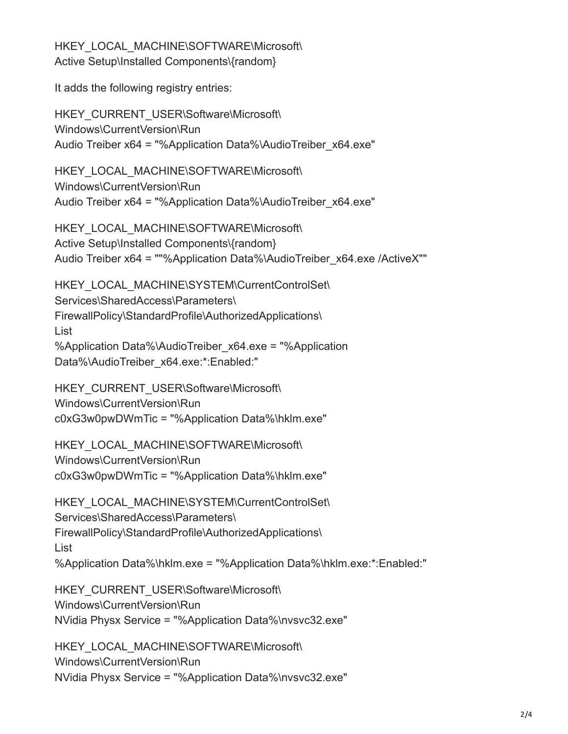HKEY_LOCAL_MACHINE\SOFTWARE\Microsoft\
Active Setup\Installed Components\{random}

It adds the following registry entries:

HKEY_CURRENT_USER\Software\Microsoft\
Windows\CurrentVersion\Run
Audio Treiber x64 = "%Application Data%\AudioTreiber_x64.exe"

HKEY_LOCAL_MACHINE\SOFTWARE\Microsoft\
Windows\CurrentVersion\Run
Audio Treiber x64 = "%Application Data%\AudioTreiber_x64.exe"

HKEY_LOCAL_MACHINE\SOFTWARE\Microsoft\
Active Setup\Installed Components\{random}
Audio Treiber x64 = ""%Application Data%\AudioTreiber_x64.exe /ActiveX""

HKEY_LOCAL_MACHINE\SYSTEM\CurrentControlSet\
Services\SharedAccess\Parameters\
FirewallPolicy\StandardProfile\AuthorizedApplications\
List
%Application Data%\AudioTreiber_x64.exe = "%Application
Data%\AudioTreiber_x64.exe:*:Enabled:"

HKEY_CURRENT_USER\Software\Microsoft\
Windows\CurrentVersion\Run
c0xG3w0pwDWmTic = "%Application Data%\hklm.exe"

HKEY_LOCAL_MACHINE\SOFTWARE\Microsoft\
Windows\CurrentVersion\Run
c0xG3w0pwDWmTic = "%Application Data%\hklm.exe"

HKEY_LOCAL_MACHINE\SYSTEM\CurrentControlSet\
Services\SharedAccess\Parameters\
FirewallPolicy\StandardProfile\AuthorizedApplications\
List
%Application Data%\hklm.exe = "%Application Data%\hklm.exe:*:Enabled:"

HKEY_CURRENT_USER\Software\Microsoft\
Windows\CurrentVersion\Run
NVidia Physx Service = "%Application Data%\nvsvc32.exe"

HKEY_LOCAL_MACHINE\SOFTWARE\Microsoft\
Windows\CurrentVersion\Run
NVidia Physx Service = "%Application Data%\nvsvc32.exe"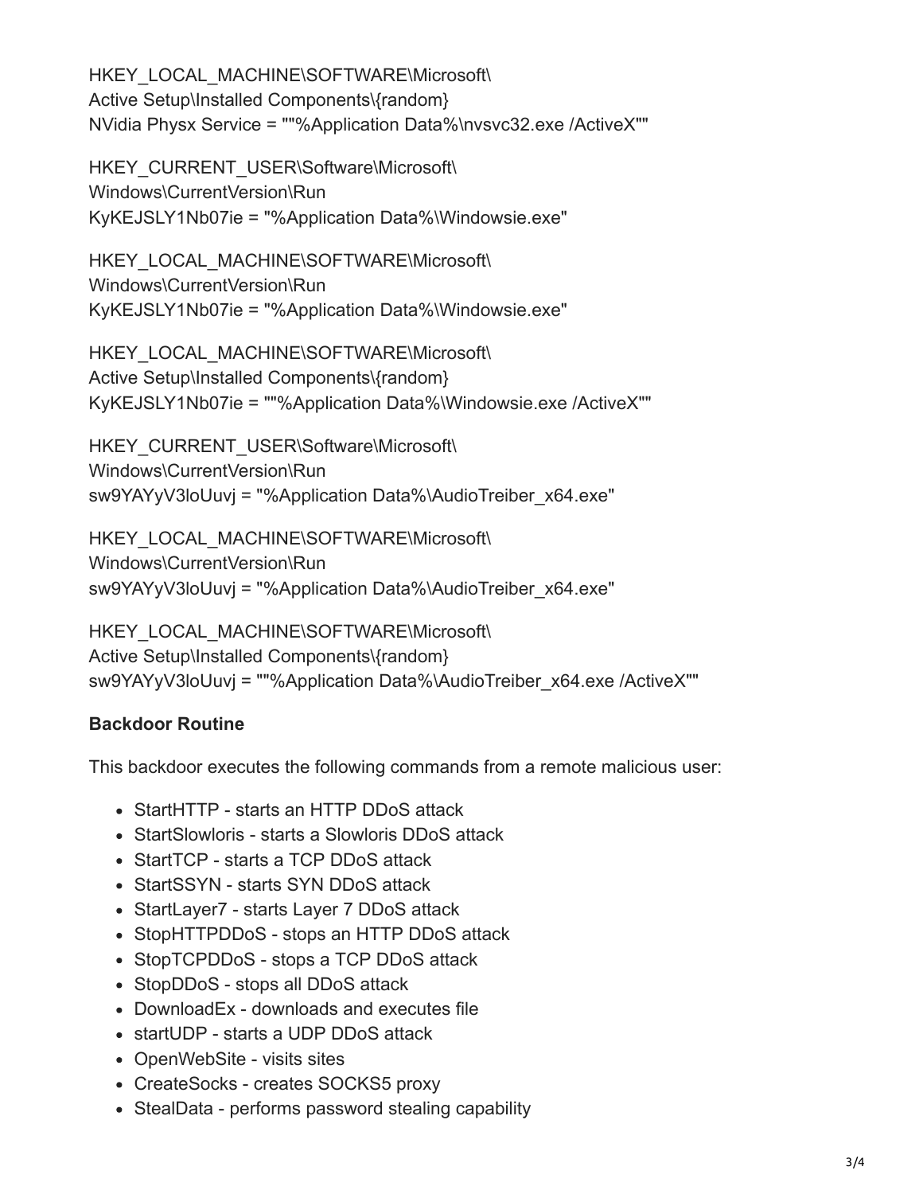HKEY_LOCAL_MACHINE\SOFTWARE\Microsoft\
Active Setup\Installed Components\{random}
NVidia Physx Service = ""%Application Data%\nvsvc32.exe /ActiveX""

HKEY_CURRENT_USER\Software\Microsoft\
Windows\CurrentVersion\Run
KyKEJSLY1Nb07ie = "%Application Data%\Windowsie.exe"

HKEY_LOCAL_MACHINE\SOFTWARE\Microsoft\
Windows\CurrentVersion\Run
KyKEJSLY1Nb07ie = "%Application Data%\Windowsie.exe"

HKEY_LOCAL_MACHINE\SOFTWARE\Microsoft\
Active Setup\Installed Components\{random}
KyKEJSLY1Nb07ie = ""%Application Data%\Windowsie.exe /ActiveX""

HKEY_CURRENT_USER\Software\Microsoft\
Windows\CurrentVersion\Run
sw9YAYyV3loUuvj = "%Application Data%\AudioTreiber_x64.exe"

HKEY_LOCAL_MACHINE\SOFTWARE\Microsoft\
Windows\CurrentVersion\Run
sw9YAYyV3loUuvj = "%Application Data%\AudioTreiber_x64.exe"

HKEY_LOCAL_MACHINE\SOFTWARE\Microsoft\
Active Setup\Installed Components\{random}
sw9YAYyV3loUuvj = ""%Application Data%\AudioTreiber_x64.exe /ActiveX""

**Backdoor Routine**

This backdoor executes the following commands from a remote malicious user:

- StartHTTP - starts an HTTP DDoS attack
- StartSlowloris - starts a Slowloris DDoS attack
- StartTCP - starts a TCP DDoS attack
- StartSSYN - starts SYN DDoS attack
- StartLayer7 - starts Layer 7 DDoS attack
- StopHTTPDDoS - stops an HTTP DDoS attack
- StopTCPDDoS - stops a TCP DDoS attack
- StopDDoS - stops all DDoS attack
- DownloadEx - downloads and executes file
- startUDP - starts a UDP DDoS attack
- OpenWebSite - visits sites
- CreateSocks - creates SOCKS5 proxy
- StealData - performs password stealing capability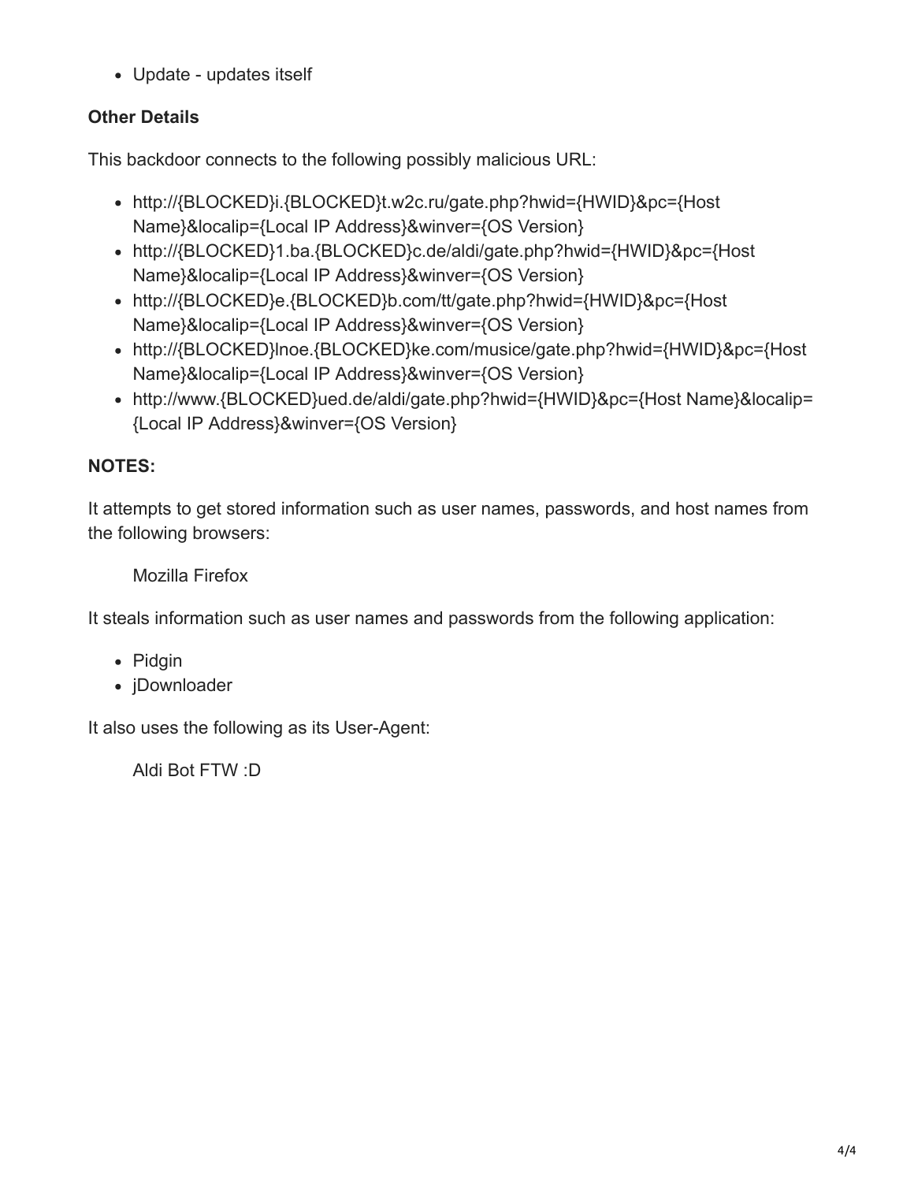- Update - updates itself

**Other Details**

This backdoor connects to the following possibly malicious URL:

- http://{BLOCKED}i.{BLOCKED}t.w2c.ru/gate.php?hwid={HWID}&pc={Host Name}&localip={Local IP Address}&winver={OS Version}
- http://{BLOCKED}1.ba.{BLOCKED}c.de/aldi/gate.php?hwid={HWID}&pc={Host Name}&localip={Local IP Address}&winver={OS Version}
- http://{BLOCKED}e.{BLOCKED}b.com/tt/gate.php?hwid={HWID}&pc={Host Name}&localip={Local IP Address}&winver={OS Version}
- http://{BLOCKED}lnoe.{BLOCKED}ke.com/musice/gate.php?hwid={HWID}&pc={Host Name}&localip={Local IP Address}&winver={OS Version}
- http://www.{BLOCKED}ued.de/aldi/gate.php?hwid={HWID}&pc={Host Name}&localip={Local IP Address}&winver={OS Version}

**NOTES:**

It attempts to get stored information such as user names, passwords, and host names from the following browsers:

Mozilla Firefox

It steals information such as user names and passwords from the following application:

- Pidgin
- jDownloader

It also uses the following as its User-Agent:

Aldi Bot FTW :D